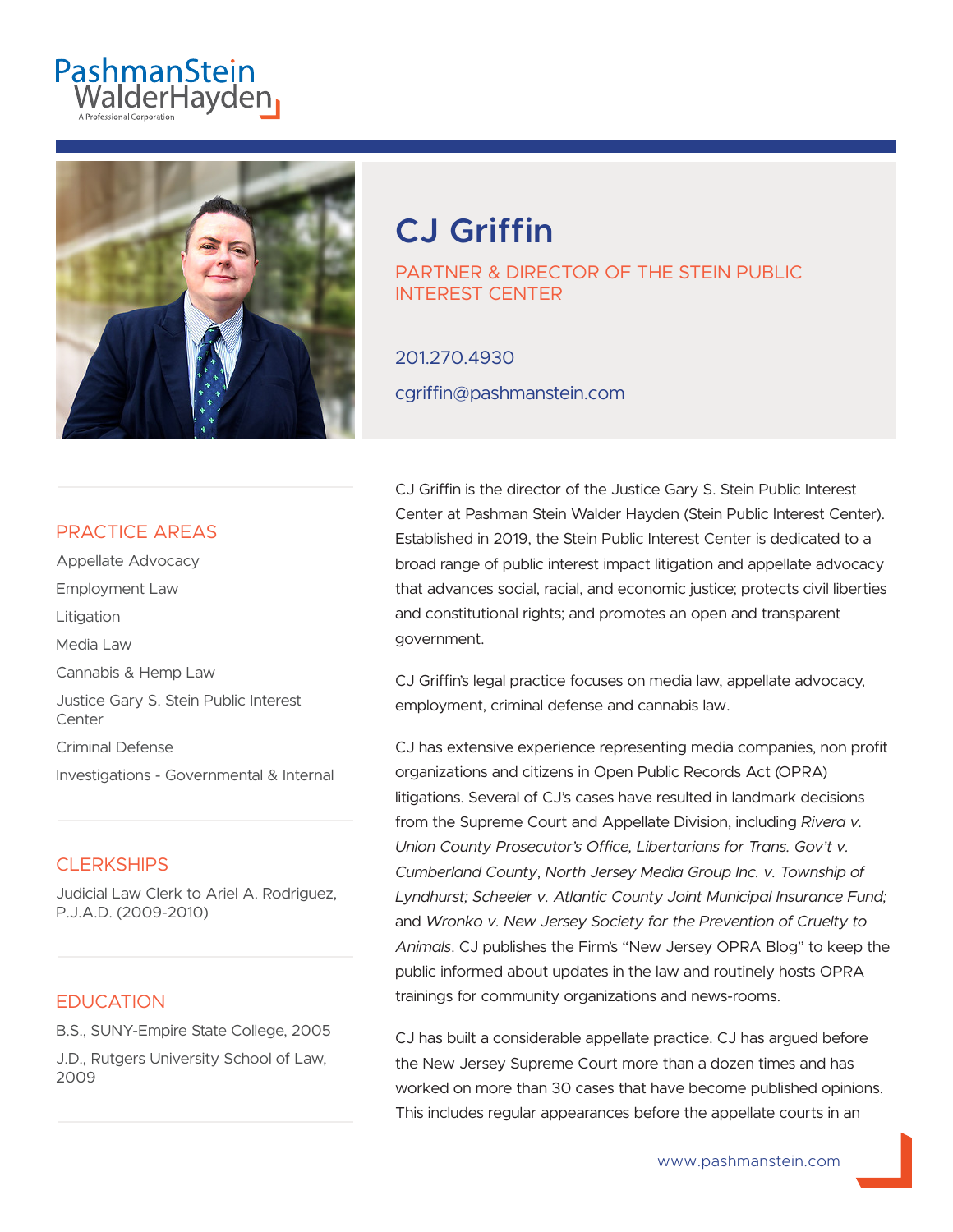PashmanStein WalderHayden

A Professional Corporation

# CJ Griffin

PARTNER & DIRECTOR OF THE STEIN PUBLIC INTEREST CENTER

201.270.4930

cgriffin@pashmanstein.com

## PRACTICE AREAS

Appellate Advocacy

Employment Law

Litigation

Media Law

Cannabis & Hemp Law

Justice Gary S. Stein Public Interest Center

Criminal Defense

Investigations - Governmental & Internal

## CLERKSHIPS

Judicial Law Clerk to Ariel A. Rodriguez, P.J.A.D. (2009-2010)

## EDUCATION

B.S., SUNY-Empire State College, 2005

J.D., Rutgers University School of Law, 2009

CJ Griffin is the director of the Justice Gary S. Stein Public Interest Center at Pashman Stein Walder Hayden (Stein Public Interest Center). Established in 2019, the Stein Public Interest Center is dedicated to a broad range of public interest impact litigation and appellate advocacy that advances social, racial, and economic justice; protects civil liberties and constitutional rights; and promotes an open and transparent government.

CJ Griffin's legal practice focuses on media law, appellate advocacy, employment, criminal defense and cannabis law.

CJ has extensive experience representing media companies, non profit organizations and citizens in Open Public Records Act (OPRA) litigations. Several of CJ's cases have resulted in landmark decisions from the Supreme Court and Appellate Division, including *Rivera v. Union County Prosecutor's Office, Libertarians for Trans. Gov't v. Cumberland County*, *North Jersey Media Group Inc. v. Township of Lyndhurst; Scheeler v. Atlantic County Joint Municipal Insurance Fund;* and *Wronko v. New Jersey Society for the Prevention of Cruelty to Animals*. CJ publishes the Firm's "New Jersey OPRA Blog" to keep the public informed about updates in the law and routinely hosts OPRA trainings for community organizations and news-rooms.

CJ has built a considerable appellate practice. CJ has argued before the New Jersey Supreme Court more than a dozen times and has worked on more than 30 cases that have become published opinions. This includes regular appearances before the appellate courts in an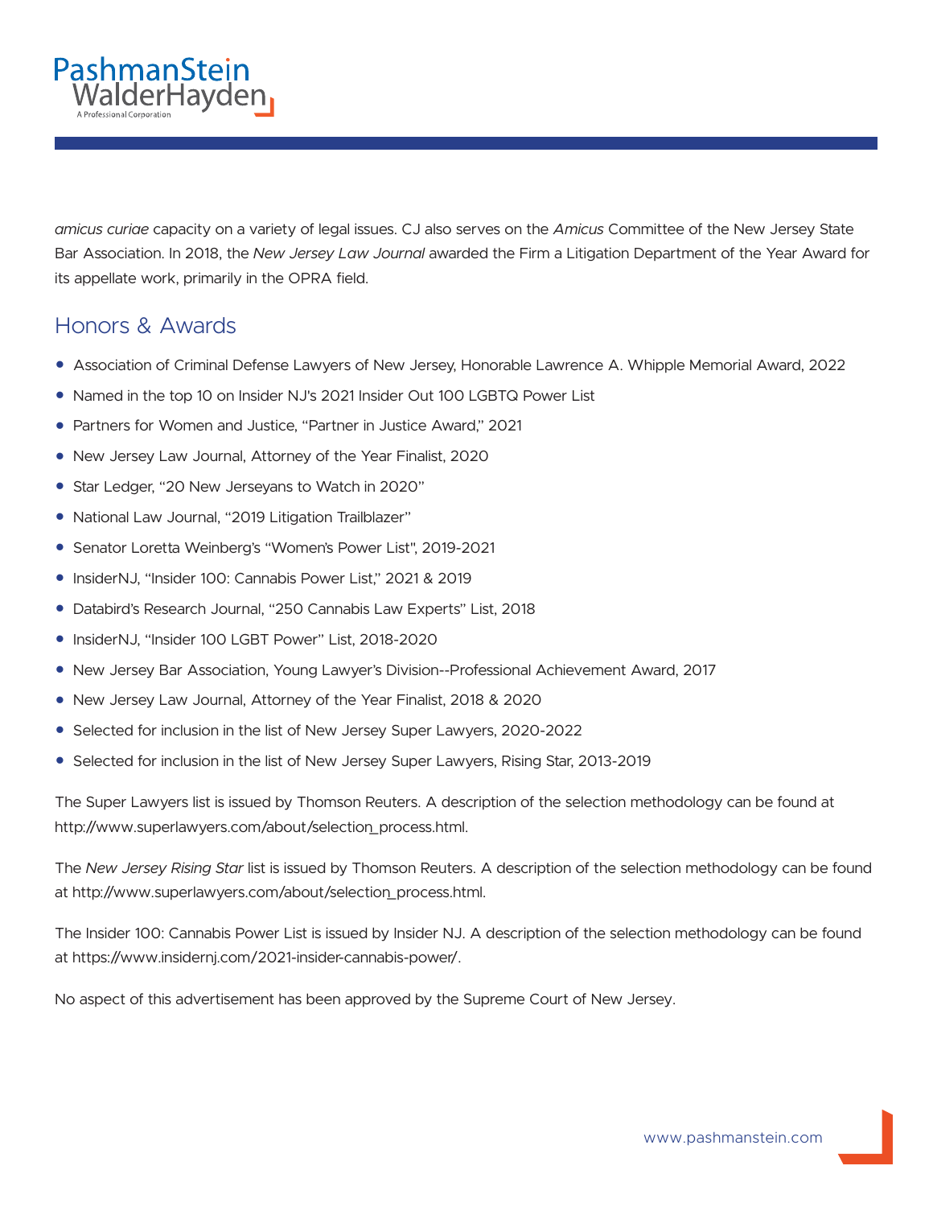*amicus curiae* capacity on a variety of legal issues. CJ also serves on the *Amicus* Committee of the New Jersey State Bar Association. In 2018, the *New Jersey Law Journal* awarded the Firm a Litigation Department of the Year Award for its appellate work, primarily in the OPRA field.

## Honors & Awards

- Association of Criminal Defense Lawyers of New Jersey, Honorable Lawrence A. Whipple Memorial Award, 2022
- Named in the top 10 on Insider NJ's 2021 Insider Out 100 LGBTQ Power List
- Partners for Women and Justice, "Partner in Justice Award," 2021
- New Jersey Law Journal, Attorney of the Year Finalist, 2020
- Star Ledger, "20 New Jerseyans to Watch in 2020"
- National Law Journal, "2019 Litigation Trailblazer"
- Senator Loretta Weinberg's "Women's Power List", 2019-2021
- InsiderNJ, "Insider 100: Cannabis Power List," 2021 & 2019
- Databird's Research Journal, "250 Cannabis Law Experts" List, 2018
- InsiderNJ, "Insider 100 LGBT Power" List, 2018-2020
- New Jersey Bar Association, Young Lawyer's Division--Professional Achievement Award, 2017
- New Jersey Law Journal, Attorney of the Year Finalist, 2018 & 2020
- Selected for inclusion in the list of New Jersey Super Lawyers, 2020-2022
- Selected for inclusion in the list of New Jersey Super Lawyers, Rising Star, 2013-2019

The Super Lawyers list is issued by Thomson Reuters. A description of the selection methodology can be found at http://www.superlawyers.com/about/selection_process.html.

The *New Jersey Rising Star* list is issued by Thomson Reuters. A description of the selection methodology can be found at http://www.superlawyers.com/about/selection_process.html.

The Insider 100: Cannabis Power List is issued by Insider NJ. A description of the selection methodology can be found at https://www.insidernj.com/2021-insider-cannabis-power/.

No aspect of this advertisement has been approved by the Supreme Court of New Jersey.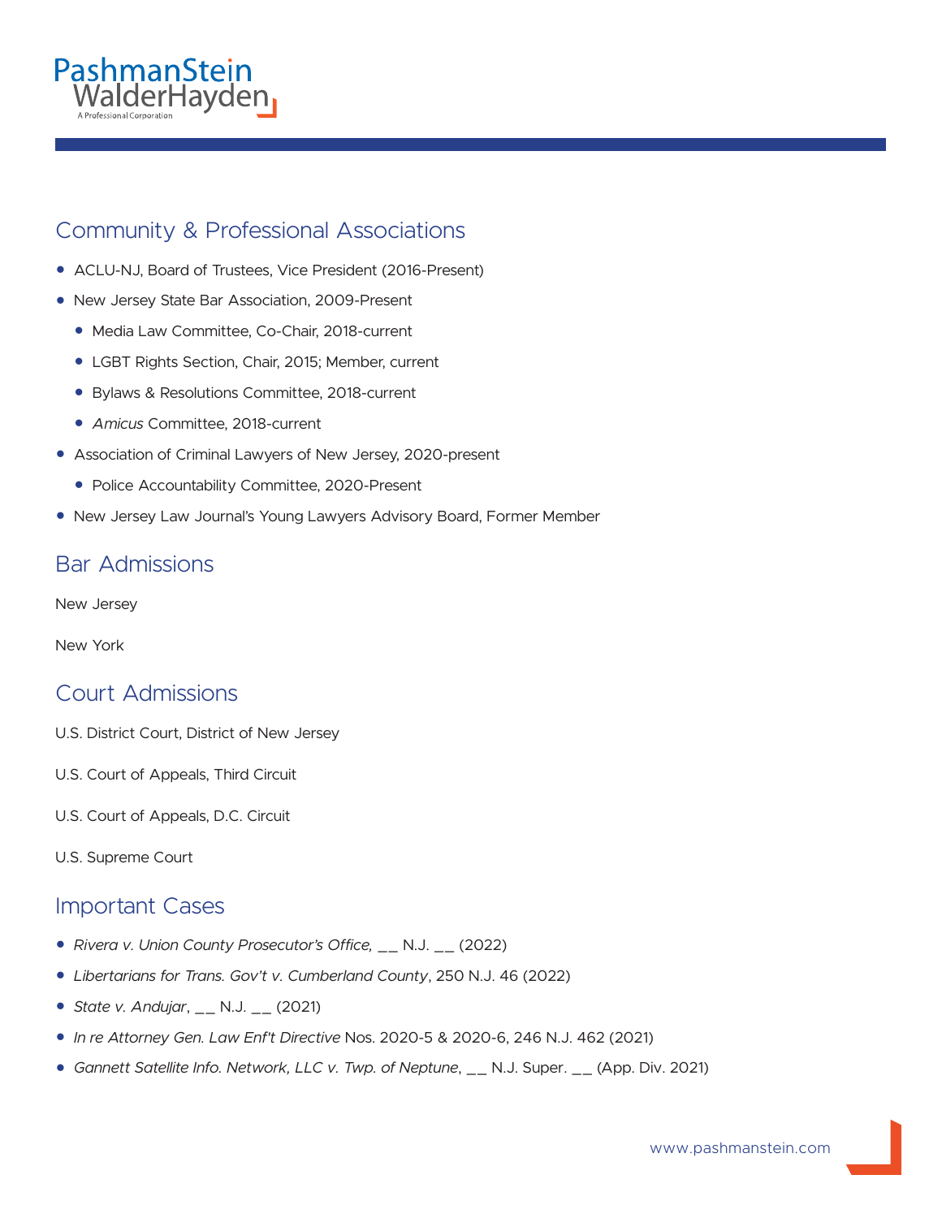## Community & Professional Associations

- ACLU-NJ, Board of Trustees, Vice President (2016-Present)
- New Jersey State Bar Association, 2009-Present
  - Media Law Committee, Co-Chair, 2018-current
  - LGBT Rights Section, Chair, 2015; Member, current
  - Bylaws & Resolutions Committee, 2018-current
  - *Amicus* Committee, 2018-current
- Association of Criminal Lawyers of New Jersey, 2020-present
  - Police Accountability Committee, 2020-Present
- New Jersey Law Journal's Young Lawyers Advisory Board, Former Member

## Bar Admissions

New Jersey

New York

## Court Admissions

U.S. District Court, District of New Jersey

U.S. Court of Appeals, Third Circuit

U.S. Court of Appeals, D.C. Circuit

U.S. Supreme Court

## Important Cases

- *Rivera v. Union County Prosecutor's Office,* __ N.J. __ (2022)
- *Libertarians for Trans. Gov't v. Cumberland County*, 250 N.J. 46 (2022)
- *State v. Andujar*, __ N.J. __ (2021)
- *In re Attorney Gen. Law Enf't Directive* Nos. 2020-5 & 2020-6, 246 N.J. 462 (2021)
- *Gannett Satellite Info. Network, LLC v. Twp. of Neptune*, __ N.J. Super. __ (App. Div. 2021)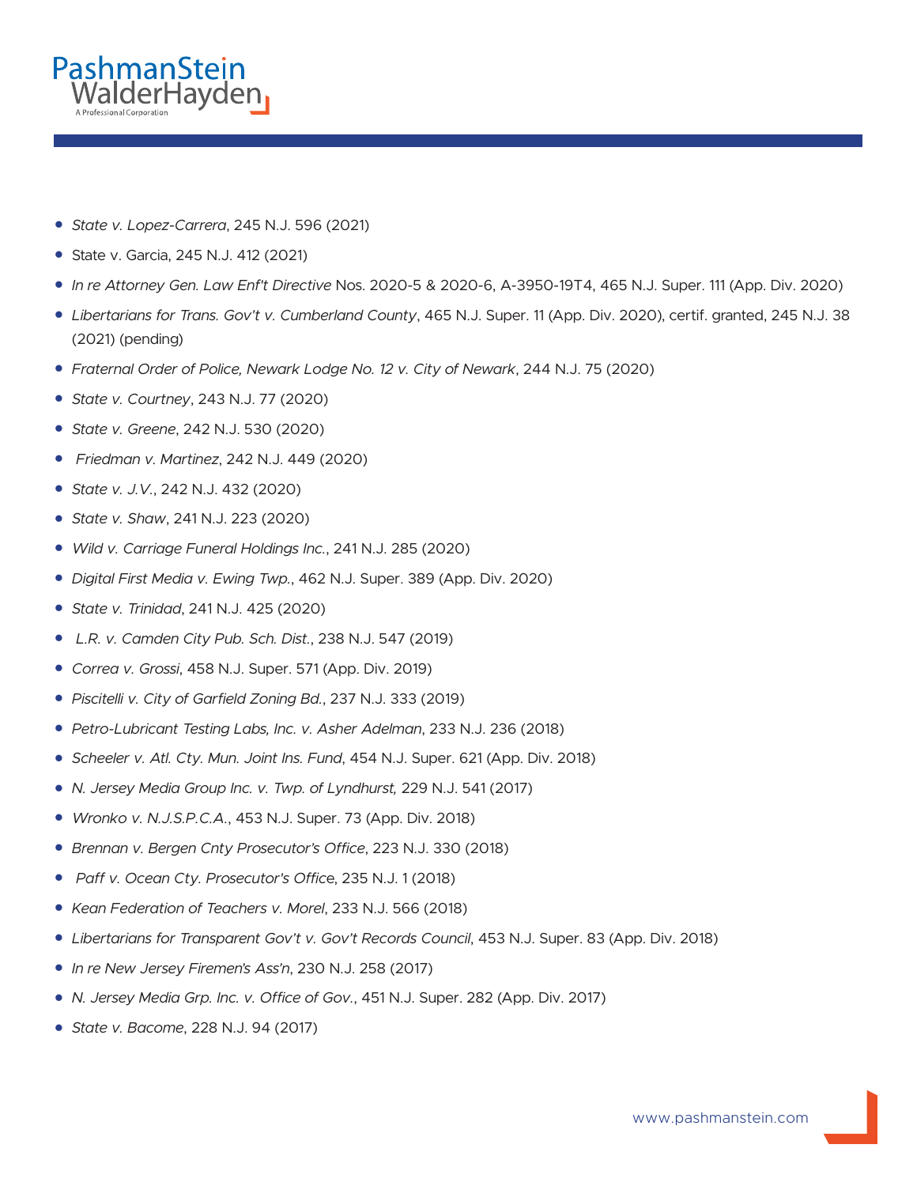- *State v. Lopez-Carrera*, 245 N.J. 596 (2021)
- State v. Garcia, 245 N.J. 412 (2021)
- *In re Attorney Gen. Law Enf't Directive* Nos. 2020-5 & 2020-6, A-3950-19T4, 465 N.J. Super. 111 (App. Div. 2020)
- *Libertarians for Trans. Gov't v. Cumberland County*, 465 N.J. Super. 11 (App. Div. 2020), certif. granted, 245 N.J. 38 (2021) (pending)
- *Fraternal Order of Police, Newark Lodge No. 12 v. City of Newark*, 244 N.J. 75 (2020)
- *State v. Courtney*, 243 N.J. 77 (2020)
- *State v. Greene*, 242 N.J. 530 (2020)
- *Friedman v. Martinez*, 242 N.J. 449 (2020)
- *State v. J.V.*, 242 N.J. 432 (2020)
- *State v. Shaw*, 241 N.J. 223 (2020)
- *Wild v. Carriage Funeral Holdings Inc.*, 241 N.J. 285 (2020)
- *Digital First Media v. Ewing Twp.*, 462 N.J. Super. 389 (App. Div. 2020)
- *State v. Trinidad*, 241 N.J. 425 (2020)
- *L.R. v. Camden City Pub. Sch. Dist.*, 238 N.J. 547 (2019)
- *Correa v. Grossi*, 458 N.J. Super. 571 (App. Div. 2019)
- *Piscitelli v. City of Garfield Zoning Bd.*, 237 N.J. 333 (2019)
- *Petro-Lubricant Testing Labs, Inc. v. Asher Adelman*, 233 N.J. 236 (2018)
- *Scheeler v. Atl. Cty. Mun. Joint Ins. Fund*, 454 N.J. Super. 621 (App. Div. 2018)
- *N. Jersey Media Group Inc. v. Twp. of Lyndhurst,* 229 N.J. 541 (2017)
- *Wronko v. N.J.S.P.C.A.*, 453 N.J. Super. 73 (App. Div. 2018)
- *Brennan v. Bergen Cnty Prosecutor's Office*, 223 N.J. 330 (2018)
- *Paff v. Ocean Cty. Prosecutor's Office*, 235 N.J. 1 (2018)
- *Kean Federation of Teachers v. Morel*, 233 N.J. 566 (2018)
- *Libertarians for Transparent Gov't v. Gov't Records Council*, 453 N.J. Super. 83 (App. Div. 2018)
- *In re New Jersey Firemen's Ass'n*, 230 N.J. 258 (2017)
- *N. Jersey Media Grp. Inc. v. Office of Gov.*, 451 N.J. Super. 282 (App. Div. 2017)
- *State v. Bacome*, 228 N.J. 94 (2017)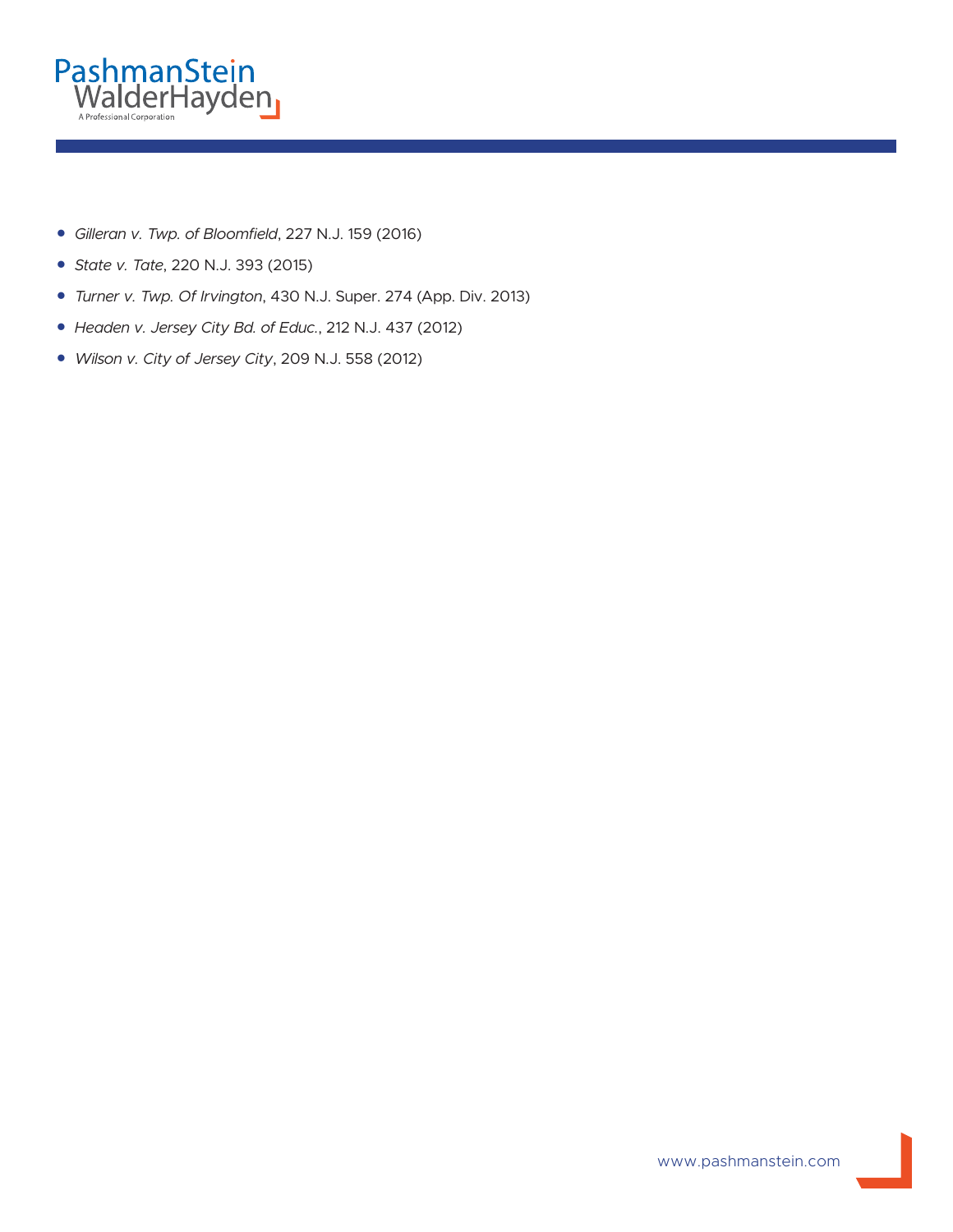- *Gilleran v. Twp. of Bloomfield*, 227 N.J. 159 (2016)
- *State v. Tate*, 220 N.J. 393 (2015)
- *Turner v. Twp. Of Irvington*, 430 N.J. Super. 274 (App. Div. 2013)
- *Headen v. Jersey City Bd. of Educ.*, 212 N.J. 437 (2012)
- *Wilson v. City of Jersey City*, 209 N.J. 558 (2012)